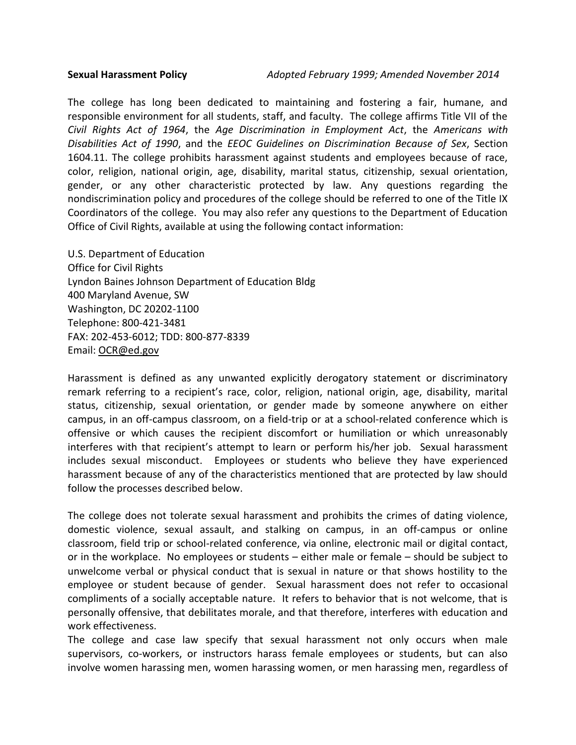**Sexual Harassment Policy** *Adopted February 1999; Amended November 2014*

The college has long been dedicated to maintaining and fostering a fair, humane, and responsible environment for all students, staff, and faculty. The college affirms Title VII of the *Civil Rights Act of 1964*, the *Age Discrimination in Employment Act*, the *Americans with Disabilities Act of 1990*, and the *EEOC Guidelines on Discrimination Because of Sex*, Section 1604.11. The college prohibits harassment against students and employees because of race, color, religion, national origin, age, disability, marital status, citizenship, sexual orientation, gender, or any other characteristic protected by law. Any questions regarding the nondiscrimination policy and procedures of the college should be referred to one of the Title IX Coordinators of the college. You may also refer any questions to the Department of Education Office of Civil Rights, available at using the following contact information:

U.S. Department of Education
Office for Civil Rights
Lyndon Baines Johnson Department of Education Bldg
400 Maryland Avenue, SW
Washington, DC 20202-1100
Telephone: 800-421-3481
FAX: 202-453-6012; TDD: 800-877-8339
Email: OCR@ed.gov

Harassment is defined as any unwanted explicitly derogatory statement or discriminatory remark referring to a recipient's race, color, religion, national origin, age, disability, marital status, citizenship, sexual orientation, or gender made by someone anywhere on either campus, in an off-campus classroom, on a field-trip or at a school-related conference which is offensive or which causes the recipient discomfort or humiliation or which unreasonably interferes with that recipient's attempt to learn or perform his/her job. Sexual harassment includes sexual misconduct. Employees or students who believe they have experienced harassment because of any of the characteristics mentioned that are protected by law should follow the processes described below.

The college does not tolerate sexual harassment and prohibits the crimes of dating violence, domestic violence, sexual assault, and stalking on campus, in an off-campus or online classroom, field trip or school-related conference, via online, electronic mail or digital contact, or in the workplace. No employees or students – either male or female – should be subject to unwelcome verbal or physical conduct that is sexual in nature or that shows hostility to the employee or student because of gender. Sexual harassment does not refer to occasional compliments of a socially acceptable nature. It refers to behavior that is not welcome, that is personally offensive, that debilitates morale, and that therefore, interferes with education and work effectiveness.

The college and case law specify that sexual harassment not only occurs when male supervisors, co-workers, or instructors harass female employees or students, but can also involve women harassing men, women harassing women, or men harassing men, regardless of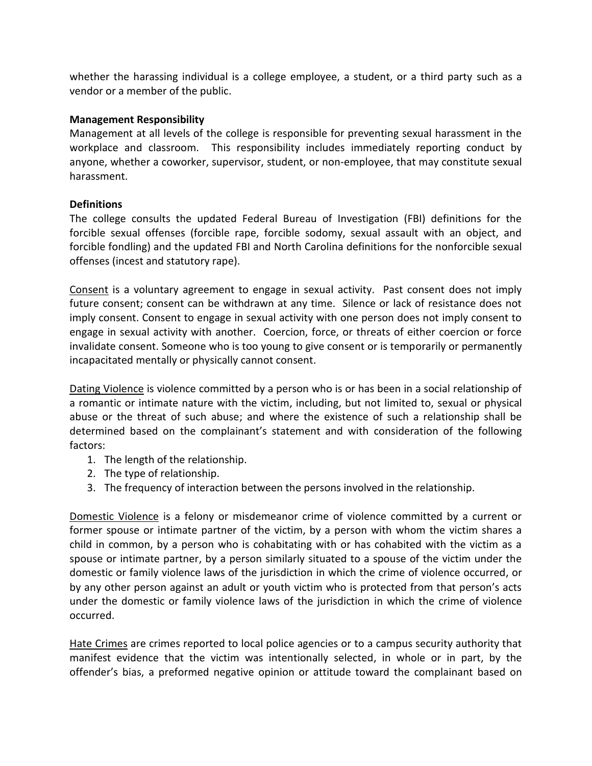whether the harassing individual is a college employee, a student, or a third party such as a vendor or a member of the public.

**Management Responsibility**

Management at all levels of the college is responsible for preventing sexual harassment in the workplace and classroom. This responsibility includes immediately reporting conduct by anyone, whether a coworker, supervisor, student, or non-employee, that may constitute sexual harassment.

**Definitions**

The college consults the updated Federal Bureau of Investigation (FBI) definitions for the forcible sexual offenses (forcible rape, forcible sodomy, sexual assault with an object, and forcible fondling) and the updated FBI and North Carolina definitions for the nonforcible sexual offenses (incest and statutory rape).

<u>Consent</u> is a voluntary agreement to engage in sexual activity. Past consent does not imply future consent; consent can be withdrawn at any time. Silence or lack of resistance does not imply consent. Consent to engage in sexual activity with one person does not imply consent to engage in sexual activity with another. Coercion, force, or threats of either coercion or force invalidate consent. Someone who is too young to give consent or is temporarily or permanently incapacitated mentally or physically cannot consent.

<u>Dating Violence</u> is violence committed by a person who is or has been in a social relationship of a romantic or intimate nature with the victim, including, but not limited to, sexual or physical abuse or the threat of such abuse; and where the existence of such a relationship shall be determined based on the complainant's statement and with consideration of the following factors:

1. The length of the relationship.
2. The type of relationship.
3. The frequency of interaction between the persons involved in the relationship.

<u>Domestic Violence</u> is a felony or misdemeanor crime of violence committed by a current or former spouse or intimate partner of the victim, by a person with whom the victim shares a child in common, by a person who is cohabitating with or has cohabited with the victim as a spouse or intimate partner, by a person similarly situated to a spouse of the victim under the domestic or family violence laws of the jurisdiction in which the crime of violence occurred, or by any other person against an adult or youth victim who is protected from that person's acts under the domestic or family violence laws of the jurisdiction in which the crime of violence occurred.

<u>Hate Crimes</u> are crimes reported to local police agencies or to a campus security authority that manifest evidence that the victim was intentionally selected, in whole or in part, by the offender's bias, a preformed negative opinion or attitude toward the complainant based on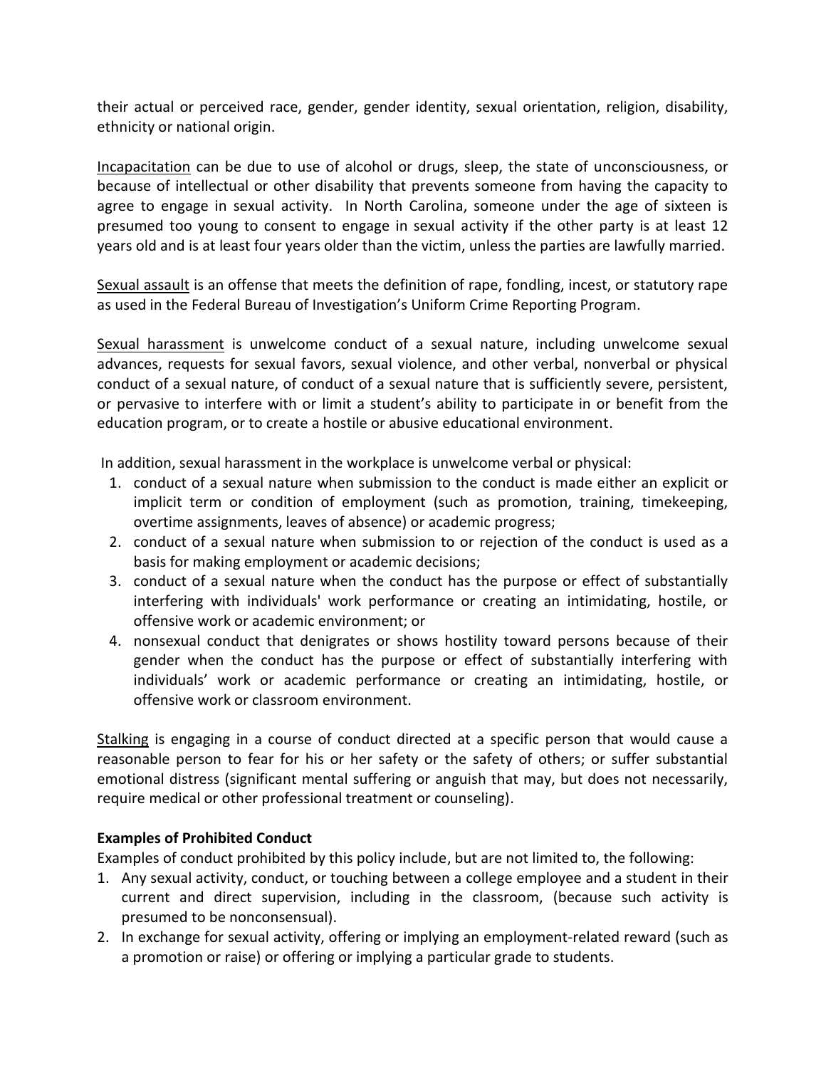their actual or perceived race, gender, gender identity, sexual orientation, religion, disability, ethnicity or national origin.

Incapacitation can be due to use of alcohol or drugs, sleep, the state of unconsciousness, or because of intellectual or other disability that prevents someone from having the capacity to agree to engage in sexual activity. In North Carolina, someone under the age of sixteen is presumed too young to consent to engage in sexual activity if the other party is at least 12 years old and is at least four years older than the victim, unless the parties are lawfully married.

Sexual assault is an offense that meets the definition of rape, fondling, incest, or statutory rape as used in the Federal Bureau of Investigation's Uniform Crime Reporting Program.

Sexual harassment is unwelcome conduct of a sexual nature, including unwelcome sexual advances, requests for sexual favors, sexual violence, and other verbal, nonverbal or physical conduct of a sexual nature, of conduct of a sexual nature that is sufficiently severe, persistent, or pervasive to interfere with or limit a student's ability to participate in or benefit from the education program, or to create a hostile or abusive educational environment.

In addition, sexual harassment in the workplace is unwelcome verbal or physical:

1. conduct of a sexual nature when submission to the conduct is made either an explicit or implicit term or condition of employment (such as promotion, training, timekeeping, overtime assignments, leaves of absence) or academic progress;
2. conduct of a sexual nature when submission to or rejection of the conduct is used as a basis for making employment or academic decisions;
3. conduct of a sexual nature when the conduct has the purpose or effect of substantially interfering with individuals' work performance or creating an intimidating, hostile, or offensive work or academic environment; or
4. nonsexual conduct that denigrates or shows hostility toward persons because of their gender when the conduct has the purpose or effect of substantially interfering with individuals' work or academic performance or creating an intimidating, hostile, or offensive work or classroom environment.

Stalking is engaging in a course of conduct directed at a specific person that would cause a reasonable person to fear for his or her safety or the safety of others; or suffer substantial emotional distress (significant mental suffering or anguish that may, but does not necessarily, require medical or other professional treatment or counseling).

**Examples of Prohibited Conduct**

Examples of conduct prohibited by this policy include, but are not limited to, the following:

1. Any sexual activity, conduct, or touching between a college employee and a student in their current and direct supervision, including in the classroom, (because such activity is presumed to be nonconsensual).
2. In exchange for sexual activity, offering or implying an employment-related reward (such as a promotion or raise) or offering or implying a particular grade to students.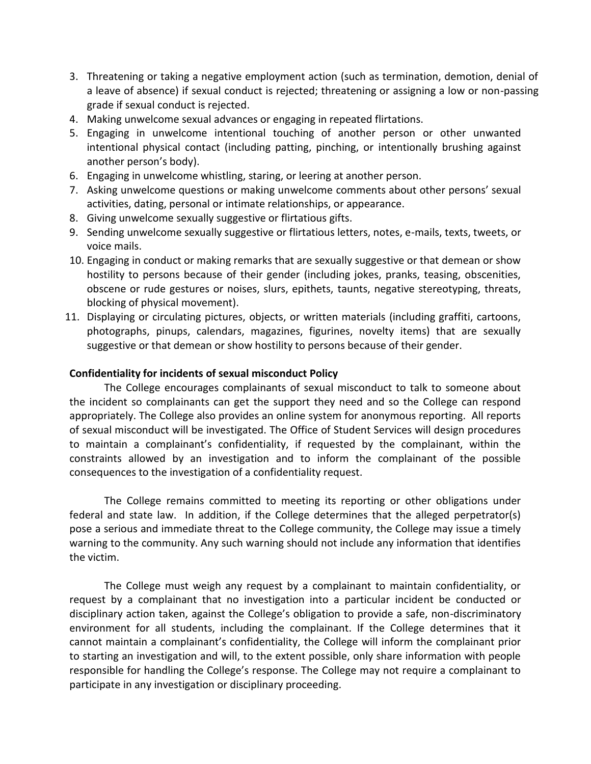3. Threatening or taking a negative employment action (such as termination, demotion, denial of a leave of absence) if sexual conduct is rejected; threatening or assigning a low or non-passing grade if sexual conduct is rejected.
4. Making unwelcome sexual advances or engaging in repeated flirtations.
5. Engaging in unwelcome intentional touching of another person or other unwanted intentional physical contact (including patting, pinching, or intentionally brushing against another person's body).
6. Engaging in unwelcome whistling, staring, or leering at another person.
7. Asking unwelcome questions or making unwelcome comments about other persons' sexual activities, dating, personal or intimate relationships, or appearance.
8. Giving unwelcome sexually suggestive or flirtatious gifts.
9. Sending unwelcome sexually suggestive or flirtatious letters, notes, e-mails, texts, tweets, or voice mails.
10. Engaging in conduct or making remarks that are sexually suggestive or that demean or show hostility to persons because of their gender (including jokes, pranks, teasing, obscenities, obscene or rude gestures or noises, slurs, epithets, taunts, negative stereotyping, threats, blocking of physical movement).
11. Displaying or circulating pictures, objects, or written materials (including graffiti, cartoons, photographs, pinups, calendars, magazines, figurines, novelty items) that are sexually suggestive or that demean or show hostility to persons because of their gender.

**Confidentiality for incidents of sexual misconduct Policy**

The College encourages complainants of sexual misconduct to talk to someone about the incident so complainants can get the support they need and so the College can respond appropriately. The College also provides an online system for anonymous reporting. All reports of sexual misconduct will be investigated. The Office of Student Services will design procedures to maintain a complainant's confidentiality, if requested by the complainant, within the constraints allowed by an investigation and to inform the complainant of the possible consequences to the investigation of a confidentiality request.

The College remains committed to meeting its reporting or other obligations under federal and state law. In addition, if the College determines that the alleged perpetrator(s) pose a serious and immediate threat to the College community, the College may issue a timely warning to the community. Any such warning should not include any information that identifies the victim.

The College must weigh any request by a complainant to maintain confidentiality, or request by a complainant that no investigation into a particular incident be conducted or disciplinary action taken, against the College's obligation to provide a safe, non-discriminatory environment for all students, including the complainant. If the College determines that it cannot maintain a complainant's confidentiality, the College will inform the complainant prior to starting an investigation and will, to the extent possible, only share information with people responsible for handling the College's response. The College may not require a complainant to participate in any investigation or disciplinary proceeding.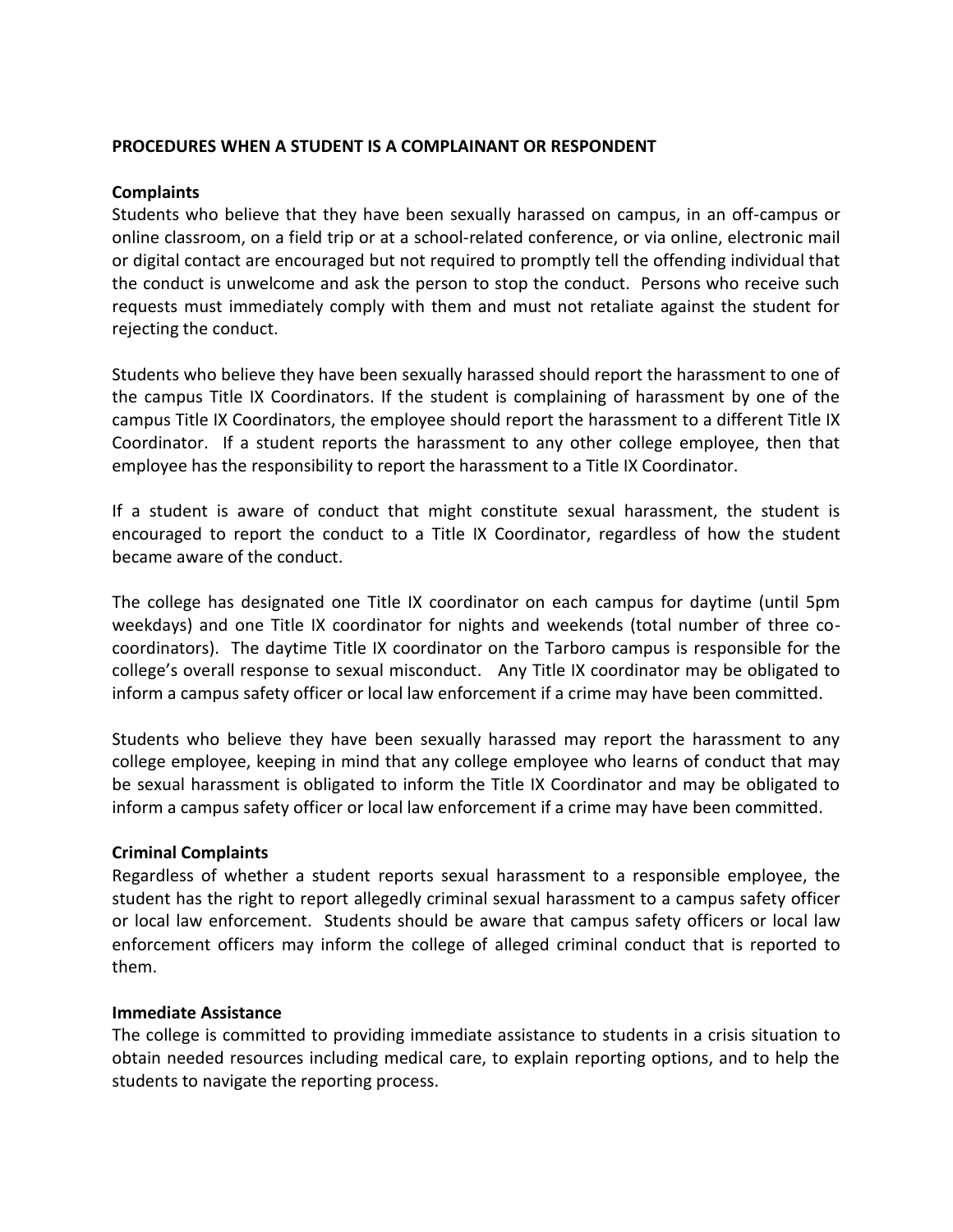**PROCEDURES WHEN A STUDENT IS A COMPLAINANT OR RESPONDENT**

**Complaints**

Students who believe that they have been sexually harassed on campus, in an off-campus or online classroom, on a field trip or at a school-related conference, or via online, electronic mail or digital contact are encouraged but not required to promptly tell the offending individual that the conduct is unwelcome and ask the person to stop the conduct. Persons who receive such requests must immediately comply with them and must not retaliate against the student for rejecting the conduct.

Students who believe they have been sexually harassed should report the harassment to one of the campus Title IX Coordinators. If the student is complaining of harassment by one of the campus Title IX Coordinators, the employee should report the harassment to a different Title IX Coordinator. If a student reports the harassment to any other college employee, then that employee has the responsibility to report the harassment to a Title IX Coordinator.

If a student is aware of conduct that might constitute sexual harassment, the student is encouraged to report the conduct to a Title IX Coordinator, regardless of how the student became aware of the conduct.

The college has designated one Title IX coordinator on each campus for daytime (until 5pm weekdays) and one Title IX coordinator for nights and weekends (total number of three co-coordinators). The daytime Title IX coordinator on the Tarboro campus is responsible for the college's overall response to sexual misconduct. Any Title IX coordinator may be obligated to inform a campus safety officer or local law enforcement if a crime may have been committed.

Students who believe they have been sexually harassed may report the harassment to any college employee, keeping in mind that any college employee who learns of conduct that may be sexual harassment is obligated to inform the Title IX Coordinator and may be obligated to inform a campus safety officer or local law enforcement if a crime may have been committed.

**Criminal Complaints**

Regardless of whether a student reports sexual harassment to a responsible employee, the student has the right to report allegedly criminal sexual harassment to a campus safety officer or local law enforcement. Students should be aware that campus safety officers or local law enforcement officers may inform the college of alleged criminal conduct that is reported to them.

**Immediate Assistance**

The college is committed to providing immediate assistance to students in a crisis situation to obtain needed resources including medical care, to explain reporting options, and to help the students to navigate the reporting process.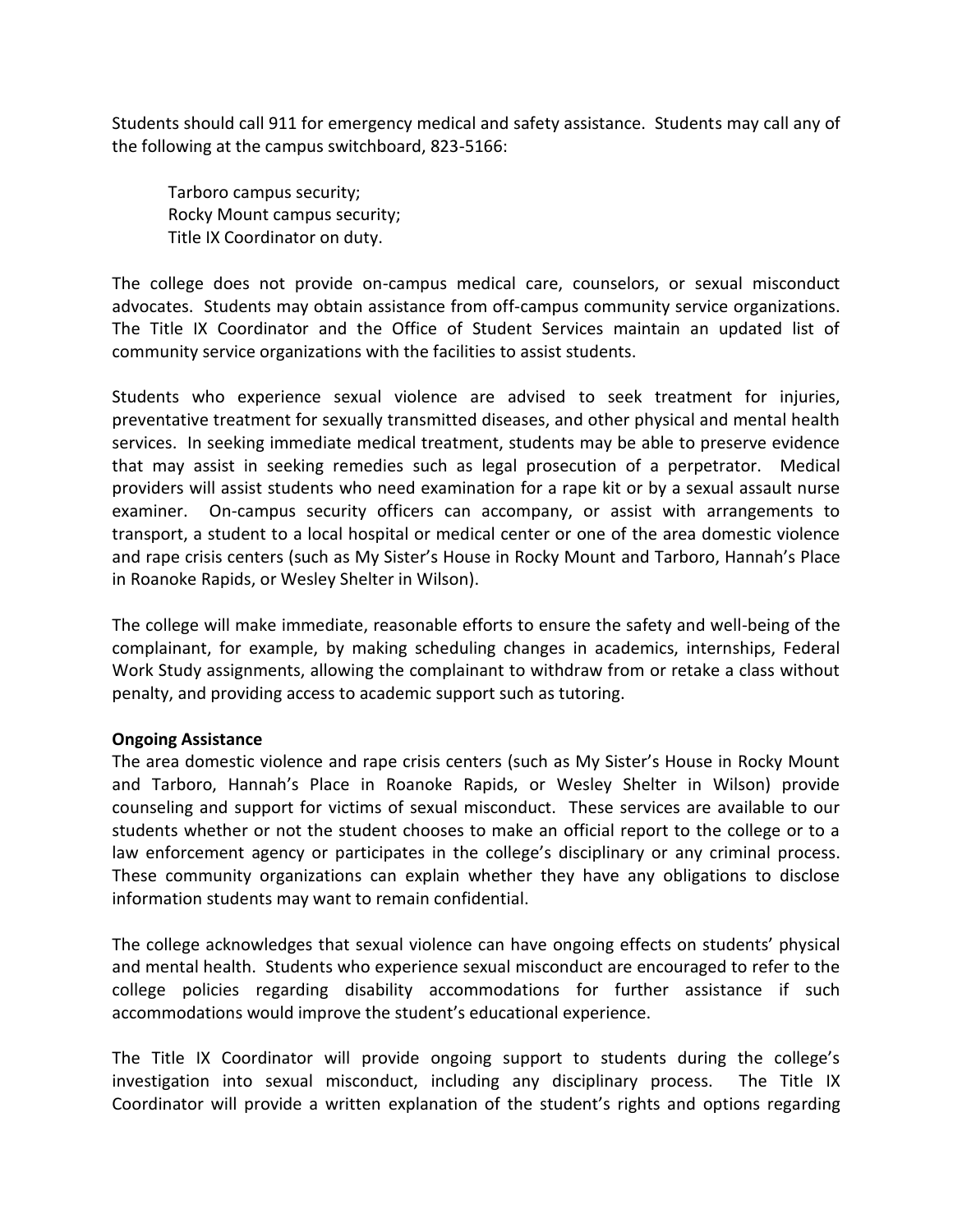Students should call 911 for emergency medical and safety assistance. Students may call any of the following at the campus switchboard, 823-5166:

Tarboro campus security;
Rocky Mount campus security;
Title IX Coordinator on duty.

The college does not provide on-campus medical care, counselors, or sexual misconduct advocates. Students may obtain assistance from off-campus community service organizations. The Title IX Coordinator and the Office of Student Services maintain an updated list of community service organizations with the facilities to assist students.

Students who experience sexual violence are advised to seek treatment for injuries, preventative treatment for sexually transmitted diseases, and other physical and mental health services. In seeking immediate medical treatment, students may be able to preserve evidence that may assist in seeking remedies such as legal prosecution of a perpetrator. Medical providers will assist students who need examination for a rape kit or by a sexual assault nurse examiner. On-campus security officers can accompany, or assist with arrangements to transport, a student to a local hospital or medical center or one of the area domestic violence and rape crisis centers (such as My Sister's House in Rocky Mount and Tarboro, Hannah's Place in Roanoke Rapids, or Wesley Shelter in Wilson).

The college will make immediate, reasonable efforts to ensure the safety and well-being of the complainant, for example, by making scheduling changes in academics, internships, Federal Work Study assignments, allowing the complainant to withdraw from or retake a class without penalty, and providing access to academic support such as tutoring.

**Ongoing Assistance**
The area domestic violence and rape crisis centers (such as My Sister's House in Rocky Mount and Tarboro, Hannah's Place in Roanoke Rapids, or Wesley Shelter in Wilson) provide counseling and support for victims of sexual misconduct. These services are available to our students whether or not the student chooses to make an official report to the college or to a law enforcement agency or participates in the college's disciplinary or any criminal process. These community organizations can explain whether they have any obligations to disclose information students may want to remain confidential.

The college acknowledges that sexual violence can have ongoing effects on students' physical and mental health. Students who experience sexual misconduct are encouraged to refer to the college policies regarding disability accommodations for further assistance if such accommodations would improve the student's educational experience.

The Title IX Coordinator will provide ongoing support to students during the college's investigation into sexual misconduct, including any disciplinary process. The Title IX Coordinator will provide a written explanation of the student's rights and options regarding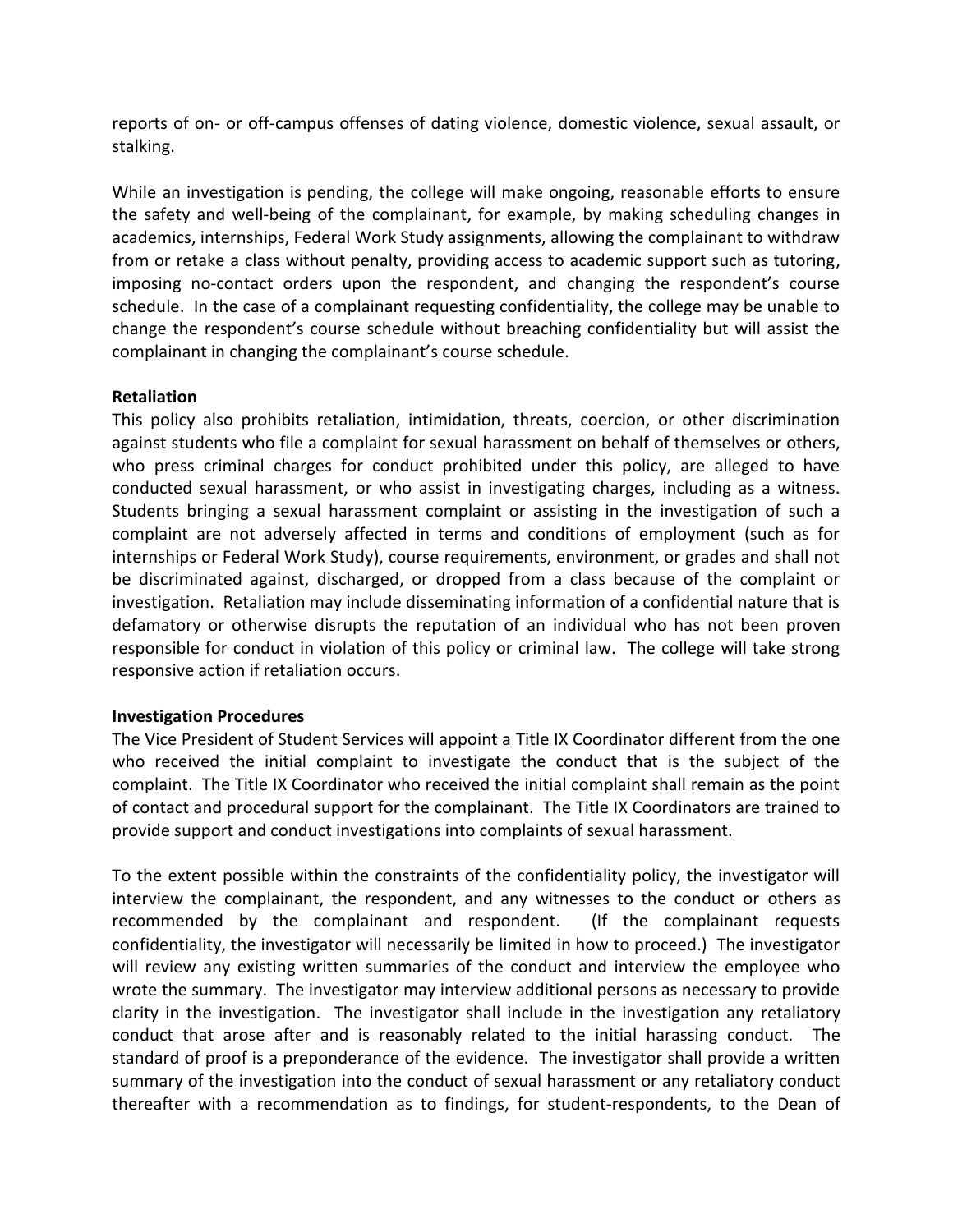reports of on- or off-campus offenses of dating violence, domestic violence, sexual assault, or stalking.

While an investigation is pending, the college will make ongoing, reasonable efforts to ensure the safety and well-being of the complainant, for example, by making scheduling changes in academics, internships, Federal Work Study assignments, allowing the complainant to withdraw from or retake a class without penalty, providing access to academic support such as tutoring, imposing no-contact orders upon the respondent, and changing the respondent's course schedule. In the case of a complainant requesting confidentiality, the college may be unable to change the respondent's course schedule without breaching confidentiality but will assist the complainant in changing the complainant's course schedule.

**Retaliation**

This policy also prohibits retaliation, intimidation, threats, coercion, or other discrimination against students who file a complaint for sexual harassment on behalf of themselves or others, who press criminal charges for conduct prohibited under this policy, are alleged to have conducted sexual harassment, or who assist in investigating charges, including as a witness. Students bringing a sexual harassment complaint or assisting in the investigation of such a complaint are not adversely affected in terms and conditions of employment (such as for internships or Federal Work Study), course requirements, environment, or grades and shall not be discriminated against, discharged, or dropped from a class because of the complaint or investigation. Retaliation may include disseminating information of a confidential nature that is defamatory or otherwise disrupts the reputation of an individual who has not been proven responsible for conduct in violation of this policy or criminal law. The college will take strong responsive action if retaliation occurs.

**Investigation Procedures**

The Vice President of Student Services will appoint a Title IX Coordinator different from the one who received the initial complaint to investigate the conduct that is the subject of the complaint. The Title IX Coordinator who received the initial complaint shall remain as the point of contact and procedural support for the complainant. The Title IX Coordinators are trained to provide support and conduct investigations into complaints of sexual harassment.

To the extent possible within the constraints of the confidentiality policy, the investigator will interview the complainant, the respondent, and any witnesses to the conduct or others as recommended by the complainant and respondent. (If the complainant requests confidentiality, the investigator will necessarily be limited in how to proceed.) The investigator will review any existing written summaries of the conduct and interview the employee who wrote the summary. The investigator may interview additional persons as necessary to provide clarity in the investigation. The investigator shall include in the investigation any retaliatory conduct that arose after and is reasonably related to the initial harassing conduct. The standard of proof is a preponderance of the evidence. The investigator shall provide a written summary of the investigation into the conduct of sexual harassment or any retaliatory conduct thereafter with a recommendation as to findings, for student-respondents, to the Dean of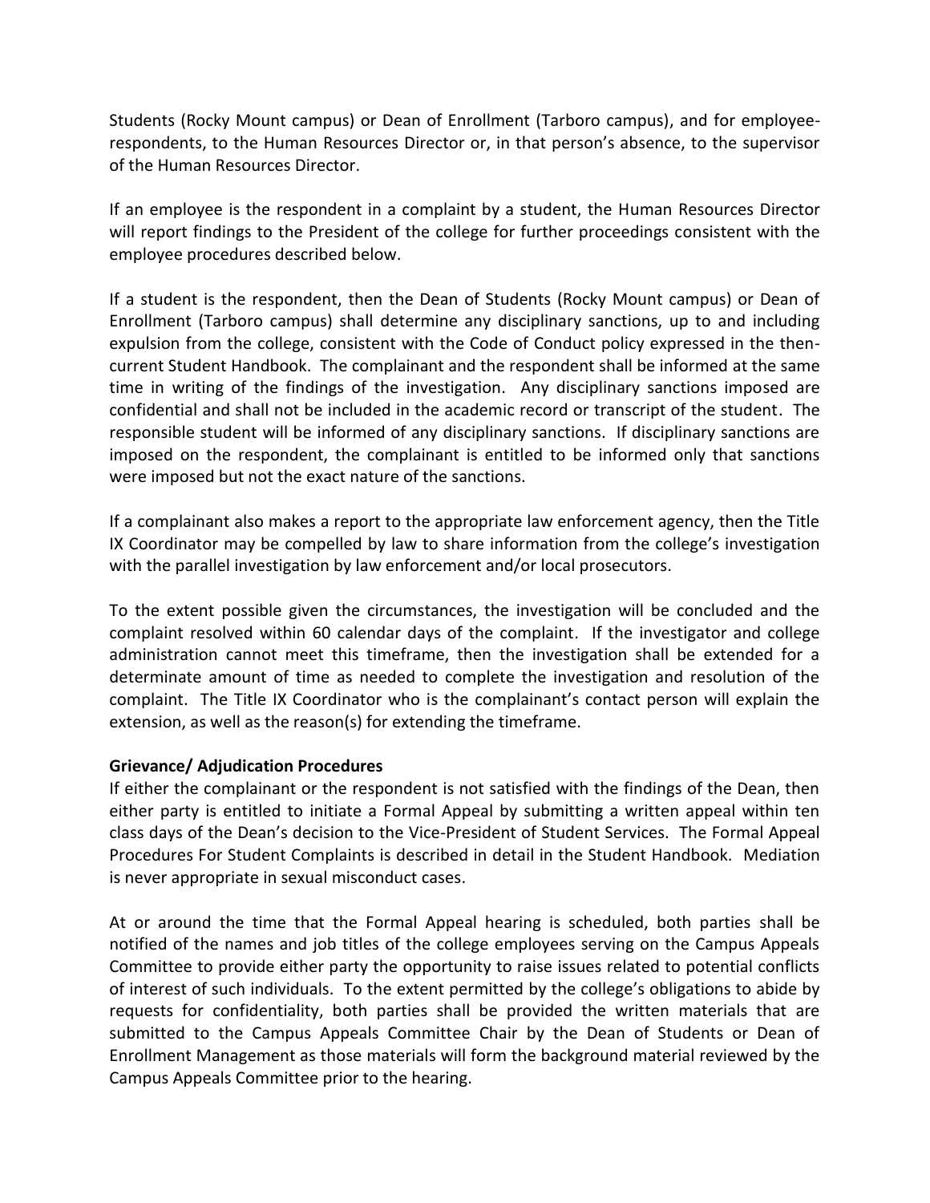Students (Rocky Mount campus) or Dean of Enrollment (Tarboro campus), and for employee-respondents, to the Human Resources Director or, in that person's absence, to the supervisor of the Human Resources Director.

If an employee is the respondent in a complaint by a student, the Human Resources Director will report findings to the President of the college for further proceedings consistent with the employee procedures described below.

If a student is the respondent, then the Dean of Students (Rocky Mount campus) or Dean of Enrollment (Tarboro campus) shall determine any disciplinary sanctions, up to and including expulsion from the college, consistent with the Code of Conduct policy expressed in the then-current Student Handbook. The complainant and the respondent shall be informed at the same time in writing of the findings of the investigation. Any disciplinary sanctions imposed are confidential and shall not be included in the academic record or transcript of the student. The responsible student will be informed of any disciplinary sanctions. If disciplinary sanctions are imposed on the respondent, the complainant is entitled to be informed only that sanctions were imposed but not the exact nature of the sanctions.

If a complainant also makes a report to the appropriate law enforcement agency, then the Title IX Coordinator may be compelled by law to share information from the college's investigation with the parallel investigation by law enforcement and/or local prosecutors.

To the extent possible given the circumstances, the investigation will be concluded and the complaint resolved within 60 calendar days of the complaint. If the investigator and college administration cannot meet this timeframe, then the investigation shall be extended for a determinate amount of time as needed to complete the investigation and resolution of the complaint. The Title IX Coordinator who is the complainant's contact person will explain the extension, as well as the reason(s) for extending the timeframe.

**Grievance/ Adjudication Procedures**

If either the complainant or the respondent is not satisfied with the findings of the Dean, then either party is entitled to initiate a Formal Appeal by submitting a written appeal within ten class days of the Dean's decision to the Vice-President of Student Services. The Formal Appeal Procedures For Student Complaints is described in detail in the Student Handbook. Mediation is never appropriate in sexual misconduct cases.

At or around the time that the Formal Appeal hearing is scheduled, both parties shall be notified of the names and job titles of the college employees serving on the Campus Appeals Committee to provide either party the opportunity to raise issues related to potential conflicts of interest of such individuals. To the extent permitted by the college's obligations to abide by requests for confidentiality, both parties shall be provided the written materials that are submitted to the Campus Appeals Committee Chair by the Dean of Students or Dean of Enrollment Management as those materials will form the background material reviewed by the Campus Appeals Committee prior to the hearing.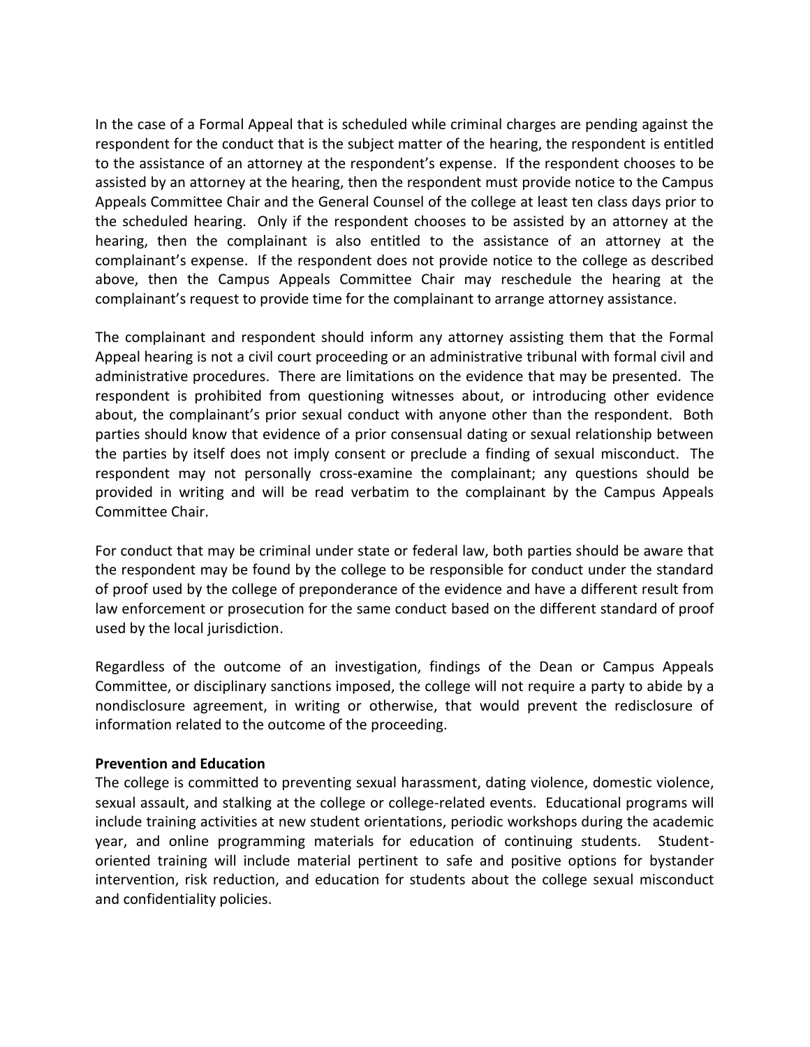In the case of a Formal Appeal that is scheduled while criminal charges are pending against the respondent for the conduct that is the subject matter of the hearing, the respondent is entitled to the assistance of an attorney at the respondent's expense. If the respondent chooses to be assisted by an attorney at the hearing, then the respondent must provide notice to the Campus Appeals Committee Chair and the General Counsel of the college at least ten class days prior to the scheduled hearing. Only if the respondent chooses to be assisted by an attorney at the hearing, then the complainant is also entitled to the assistance of an attorney at the complainant's expense. If the respondent does not provide notice to the college as described above, then the Campus Appeals Committee Chair may reschedule the hearing at the complainant's request to provide time for the complainant to arrange attorney assistance.

The complainant and respondent should inform any attorney assisting them that the Formal Appeal hearing is not a civil court proceeding or an administrative tribunal with formal civil and administrative procedures. There are limitations on the evidence that may be presented. The respondent is prohibited from questioning witnesses about, or introducing other evidence about, the complainant's prior sexual conduct with anyone other than the respondent. Both parties should know that evidence of a prior consensual dating or sexual relationship between the parties by itself does not imply consent or preclude a finding of sexual misconduct. The respondent may not personally cross-examine the complainant; any questions should be provided in writing and will be read verbatim to the complainant by the Campus Appeals Committee Chair.

For conduct that may be criminal under state or federal law, both parties should be aware that the respondent may be found by the college to be responsible for conduct under the standard of proof used by the college of preponderance of the evidence and have a different result from law enforcement or prosecution for the same conduct based on the different standard of proof used by the local jurisdiction.

Regardless of the outcome of an investigation, findings of the Dean or Campus Appeals Committee, or disciplinary sanctions imposed, the college will not require a party to abide by a nondisclosure agreement, in writing or otherwise, that would prevent the redisclosure of information related to the outcome of the proceeding.

**Prevention and Education**

The college is committed to preventing sexual harassment, dating violence, domestic violence, sexual assault, and stalking at the college or college-related events. Educational programs will include training activities at new student orientations, periodic workshops during the academic year, and online programming materials for education of continuing students. Student-oriented training will include material pertinent to safe and positive options for bystander intervention, risk reduction, and education for students about the college sexual misconduct and confidentiality policies.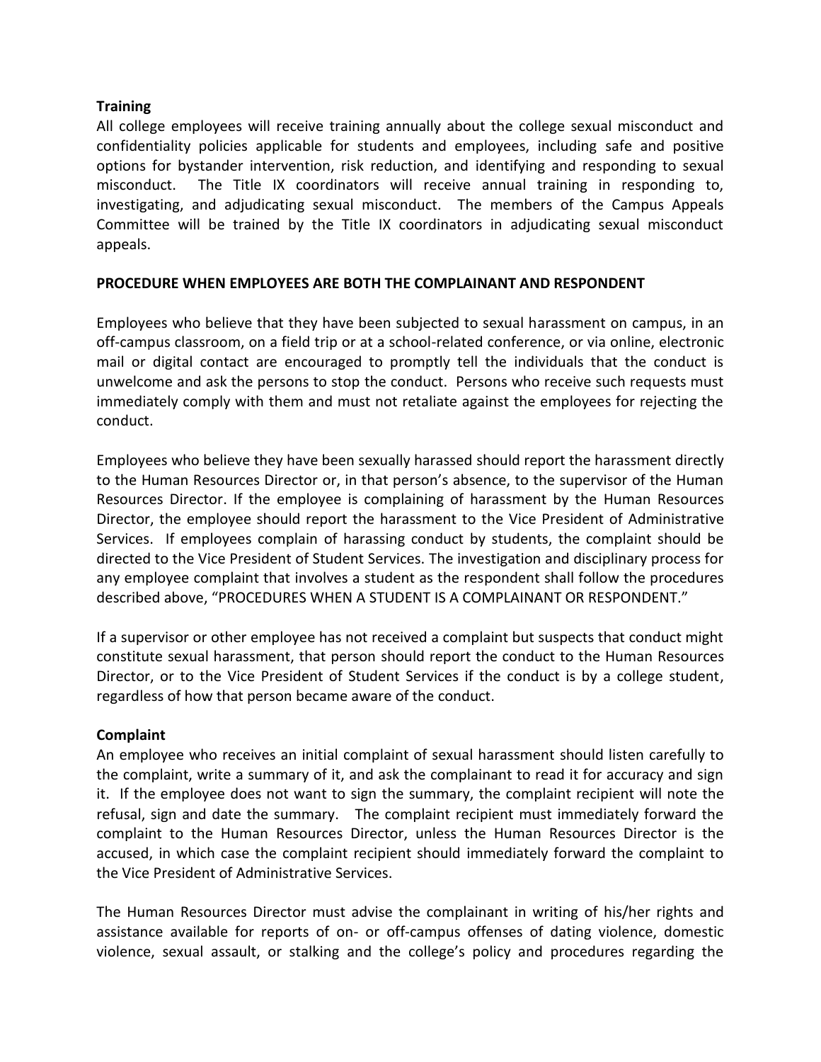**Training**

All college employees will receive training annually about the college sexual misconduct and confidentiality policies applicable for students and employees, including safe and positive options for bystander intervention, risk reduction, and identifying and responding to sexual misconduct. The Title IX coordinators will receive annual training in responding to, investigating, and adjudicating sexual misconduct. The members of the Campus Appeals Committee will be trained by the Title IX coordinators in adjudicating sexual misconduct appeals.

**PROCEDURE WHEN EMPLOYEES ARE BOTH THE COMPLAINANT AND RESPONDENT**

Employees who believe that they have been subjected to sexual harassment on campus, in an off-campus classroom, on a field trip or at a school-related conference, or via online, electronic mail or digital contact are encouraged to promptly tell the individuals that the conduct is unwelcome and ask the persons to stop the conduct. Persons who receive such requests must immediately comply with them and must not retaliate against the employees for rejecting the conduct.

Employees who believe they have been sexually harassed should report the harassment directly to the Human Resources Director or, in that person's absence, to the supervisor of the Human Resources Director. If the employee is complaining of harassment by the Human Resources Director, the employee should report the harassment to the Vice President of Administrative Services. If employees complain of harassing conduct by students, the complaint should be directed to the Vice President of Student Services. The investigation and disciplinary process for any employee complaint that involves a student as the respondent shall follow the procedures described above, "PROCEDURES WHEN A STUDENT IS A COMPLAINANT OR RESPONDENT."

If a supervisor or other employee has not received a complaint but suspects that conduct might constitute sexual harassment, that person should report the conduct to the Human Resources Director, or to the Vice President of Student Services if the conduct is by a college student, regardless of how that person became aware of the conduct.

**Complaint**

An employee who receives an initial complaint of sexual harassment should listen carefully to the complaint, write a summary of it, and ask the complainant to read it for accuracy and sign it. If the employee does not want to sign the summary, the complaint recipient will note the refusal, sign and date the summary. The complaint recipient must immediately forward the complaint to the Human Resources Director, unless the Human Resources Director is the accused, in which case the complaint recipient should immediately forward the complaint to the Vice President of Administrative Services.

The Human Resources Director must advise the complainant in writing of his/her rights and assistance available for reports of on- or off-campus offenses of dating violence, domestic violence, sexual assault, or stalking and the college's policy and procedures regarding the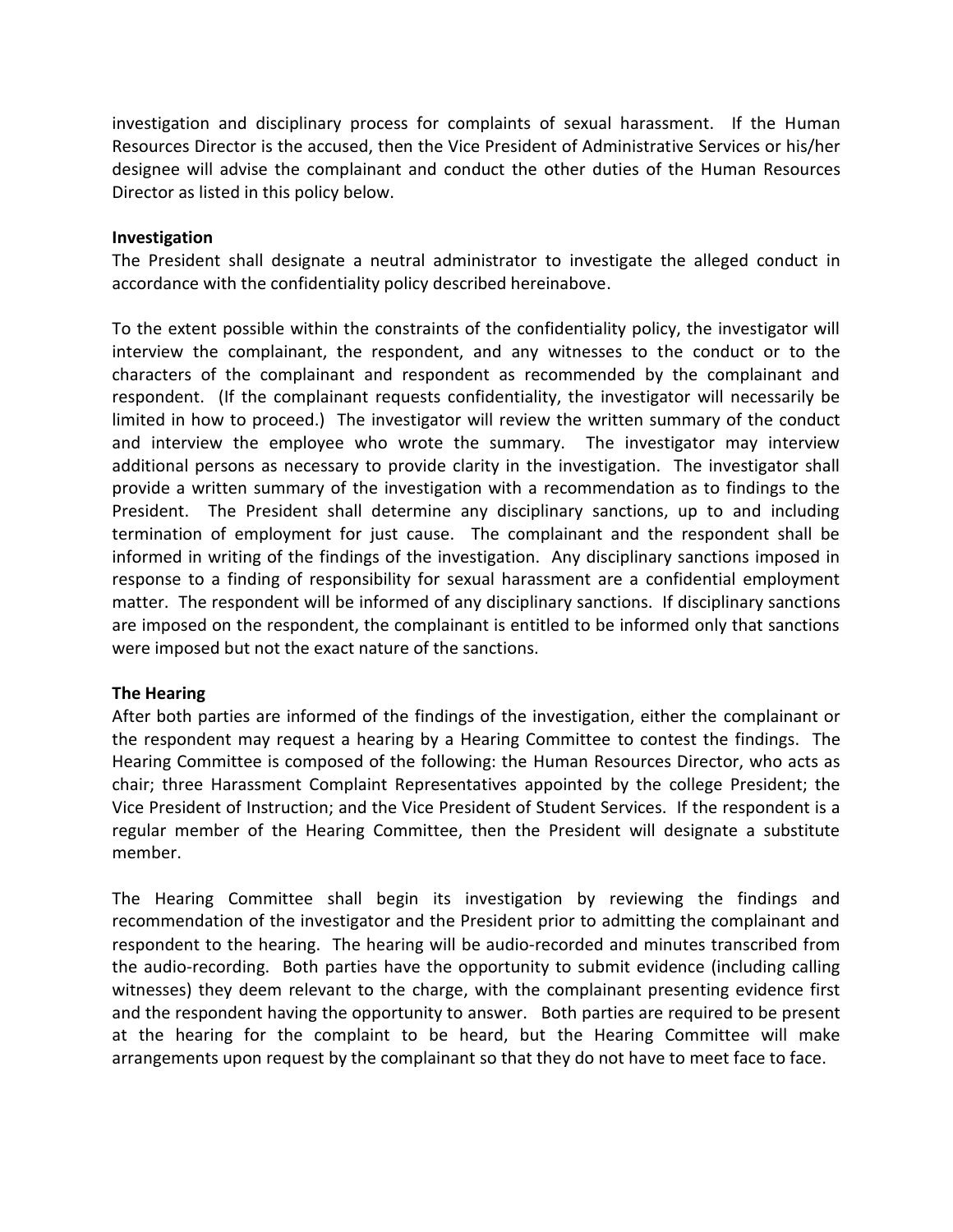investigation and disciplinary process for complaints of sexual harassment. If the Human Resources Director is the accused, then the Vice President of Administrative Services or his/her designee will advise the complainant and conduct the other duties of the Human Resources Director as listed in this policy below.

**Investigation**

The President shall designate a neutral administrator to investigate the alleged conduct in accordance with the confidentiality policy described hereinabove.

To the extent possible within the constraints of the confidentiality policy, the investigator will interview the complainant, the respondent, and any witnesses to the conduct or to the characters of the complainant and respondent as recommended by the complainant and respondent. (If the complainant requests confidentiality, the investigator will necessarily be limited in how to proceed.) The investigator will review the written summary of the conduct and interview the employee who wrote the summary. The investigator may interview additional persons as necessary to provide clarity in the investigation. The investigator shall provide a written summary of the investigation with a recommendation as to findings to the President. The President shall determine any disciplinary sanctions, up to and including termination of employment for just cause. The complainant and the respondent shall be informed in writing of the findings of the investigation. Any disciplinary sanctions imposed in response to a finding of responsibility for sexual harassment are a confidential employment matter. The respondent will be informed of any disciplinary sanctions. If disciplinary sanctions are imposed on the respondent, the complainant is entitled to be informed only that sanctions were imposed but not the exact nature of the sanctions.

**The Hearing**

After both parties are informed of the findings of the investigation, either the complainant or the respondent may request a hearing by a Hearing Committee to contest the findings. The Hearing Committee is composed of the following: the Human Resources Director, who acts as chair; three Harassment Complaint Representatives appointed by the college President; the Vice President of Instruction; and the Vice President of Student Services. If the respondent is a regular member of the Hearing Committee, then the President will designate a substitute member.

The Hearing Committee shall begin its investigation by reviewing the findings and recommendation of the investigator and the President prior to admitting the complainant and respondent to the hearing. The hearing will be audio-recorded and minutes transcribed from the audio-recording. Both parties have the opportunity to submit evidence (including calling witnesses) they deem relevant to the charge, with the complainant presenting evidence first and the respondent having the opportunity to answer. Both parties are required to be present at the hearing for the complaint to be heard, but the Hearing Committee will make arrangements upon request by the complainant so that they do not have to meet face to face.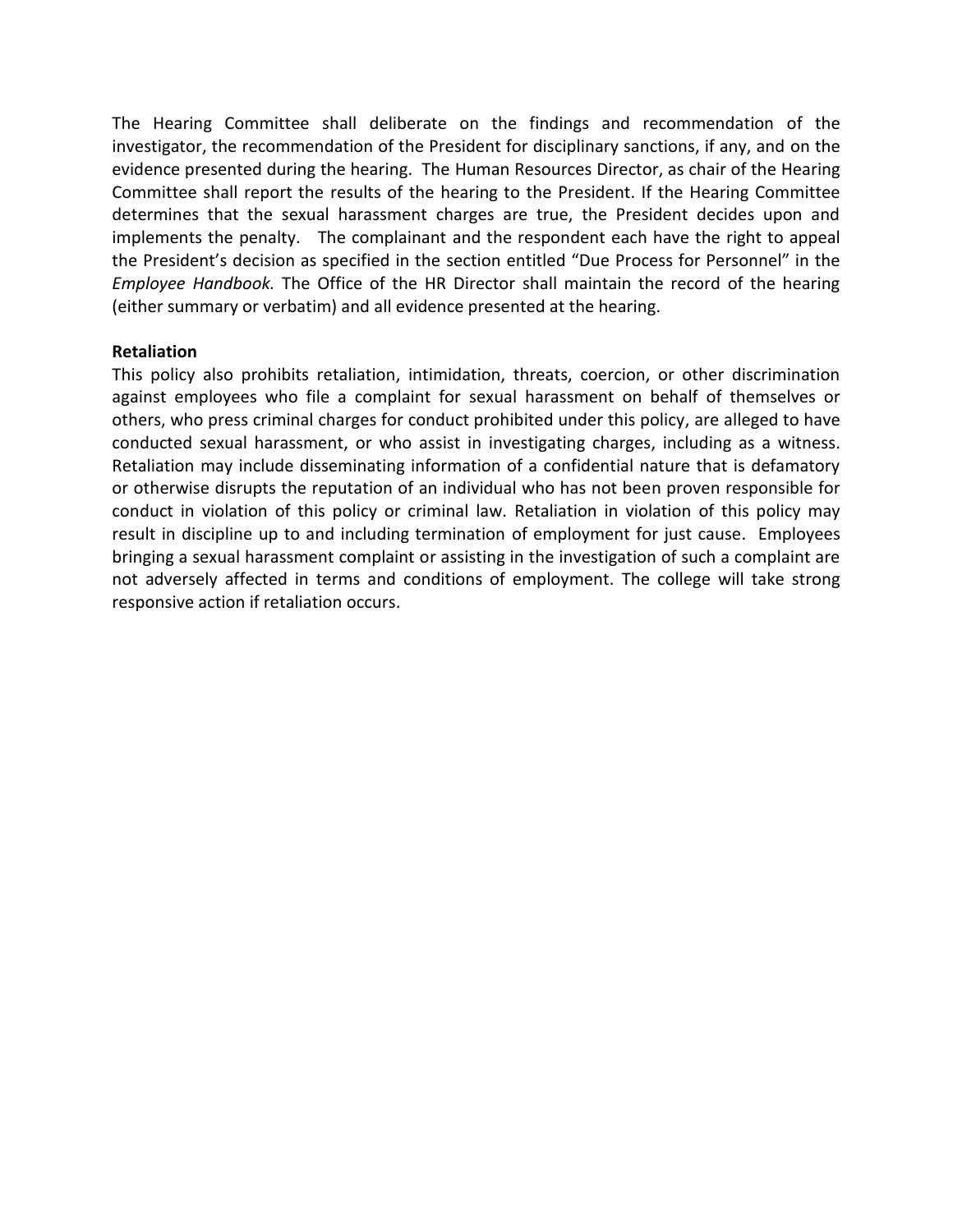The Hearing Committee shall deliberate on the findings and recommendation of the investigator, the recommendation of the President for disciplinary sanctions, if any, and on the evidence presented during the hearing. The Human Resources Director, as chair of the Hearing Committee shall report the results of the hearing to the President. If the Hearing Committee determines that the sexual harassment charges are true, the President decides upon and implements the penalty. The complainant and the respondent each have the right to appeal the President's decision as specified in the section entitled "Due Process for Personnel" in the *Employee Handbook.* The Office of the HR Director shall maintain the record of the hearing (either summary or verbatim) and all evidence presented at the hearing.

**Retaliation**

This policy also prohibits retaliation, intimidation, threats, coercion, or other discrimination against employees who file a complaint for sexual harassment on behalf of themselves or others, who press criminal charges for conduct prohibited under this policy, are alleged to have conducted sexual harassment, or who assist in investigating charges, including as a witness. Retaliation may include disseminating information of a confidential nature that is defamatory or otherwise disrupts the reputation of an individual who has not been proven responsible for conduct in violation of this policy or criminal law. Retaliation in violation of this policy may result in discipline up to and including termination of employment for just cause. Employees bringing a sexual harassment complaint or assisting in the investigation of such a complaint are not adversely affected in terms and conditions of employment. The college will take strong responsive action if retaliation occurs.